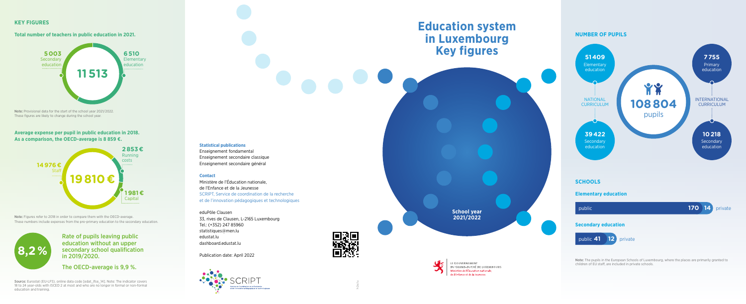# Education system in Luxembourg Key figures

School year 2021/2022

## KEY FIGURES

### Total number of teachers in public education in 2021.

**11 513**

- 5 003 Secondary education
- 6 510 Elementary education

**Note:** Provisional data for the start of the school year 2021/2022. These figures are likely to change during the school year.

### Average expense per pupil in public education in 2018. As a comparison, the OECD-average is 8 859 €.

**19 810 €**

- 14 976 € Staff
- 2 853 € Running costs
- 1 981 € Capital

**Note:** Figures refer to 2018 in order to compare them with the OECD-average. These numbers include expenses from the pre-primary education to the secondary education.

**8,2 %**

Rate of pupils leaving public education without an upper secondary school qualification in 2019/2020.

The OECD-average is 9,9 %.

**Source:** Eurostat (EU-LFS), online data code [edat_lfse_14]. Note: The indicator covers 18 to 24 year-olds with ISCED 2 at most and who are no longer in formal or non-formal education and training.

**Statistical publications**

Enseignement fondamental
Enseignement secondaire classique
Enseignement secondaire général

**Contact**

Ministère de l'Éducation nationale,
de l'Enfance et de la Jeunesse
SCRIPT, Service de coordination de la recherche
et de l'innovation pédagogiques et technologiques

eduPôle Clausen
33, rives de Clausen, L-2165 Luxembourg
Tel.: (+352) 247 85960
statistiques@men.lu
edustat.lu
dashboard.edustat.lu

Publication date: April 2022

LE GOUVERNEMENT DU GRAND-DUCHÉ DE LUXEMBOURG
Ministère de l'Éducation nationale, de l'Enfance et de la Jeunesse

## NUMBER OF PUPILS

**108 804** pupils

NATIONAL CURRICULUM

- 51 409 Elementary education
- 39 422 Secondary education

INTERNATIONAL CURRICULUM

- 7 755 Primary education
- 10 218 Secondary education

## SCHOOLS

### Elementary education

public **170** | **14** private

### Secondary education

public **41** | **12** private

**Note:** The pupils in the European Schools of Luxembourg, where the places are primarily granted to children of EU staff, are included in private schools.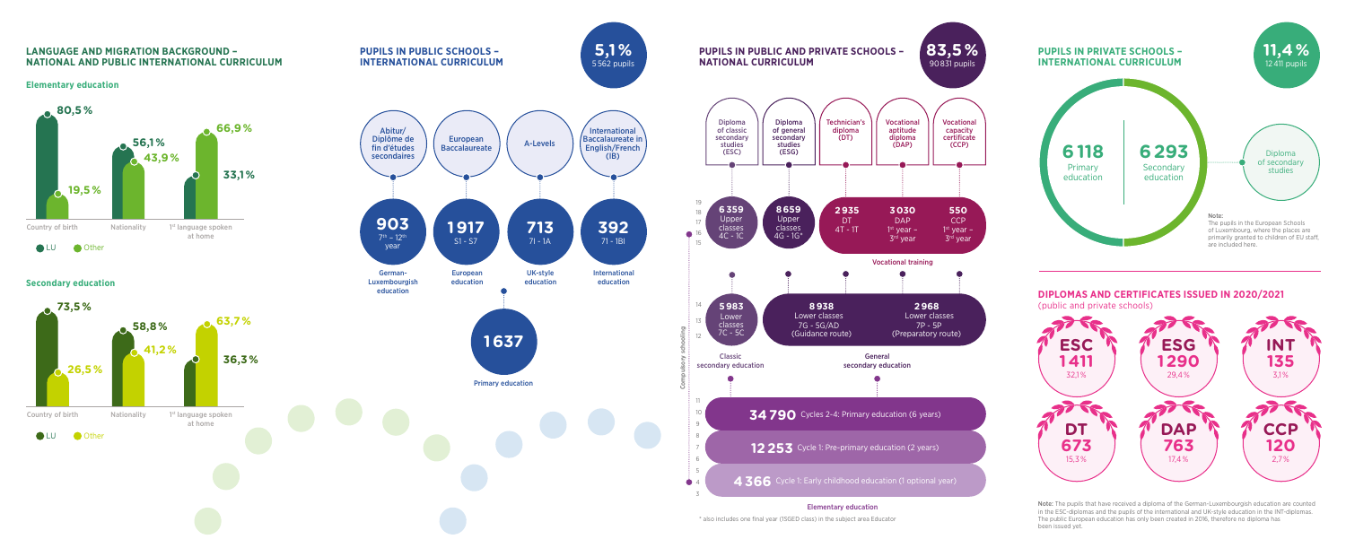## LANGUAGE AND MIGRATION BACKGROUND – NATIONAL AND PUBLIC INTERNATIONAL CURRICULUM

### Elementary education

80,5 %
19,5 %
56,1 %
43,9 %
66,9 %
33,1 %

Country of birth
Nationality
1st language spoken at home

LU
Other

### Secondary education

73,5 %
26,5 %
58,8 %
41,2 %
63,7 %
36,3 %

Country of birth
Nationality
1st language spoken at home

LU
Other

## PUPILS IN PUBLIC SCHOOLS – INTERNATIONAL CURRICULUM

**5,1 %**
5 562 pupils

Abitur/ Diplôme de fin d'études secondaires
**903**
7th – 12th year
German-Luxembourgish education

European Baccalaureate
**1 917**
S1 - S7
European education

A-Levels
**713**
7I - 1A
UK-style education

International Baccalaureate in English/French (IB)
**392**
7I - 1BI
International education

**1 637**
Primary education

## PUPILS IN PUBLIC AND PRIVATE SCHOOLS – NATIONAL CURRICULUM

**83,5 %**
90 831 pupils

Diploma of classic secondary studies (ESC)
Diploma of general secondary studies (ESG)
Technician's diploma (DT)
Vocational aptitude diploma (DAP)
Vocational capacity certificate (CCP)

**6 359** Upper classes 4C - 1C
**8 659** Upper classes 4G - 1G*
**2 935** DT 4T - 1T
**3 030** DAP 1st year – 3rd year
**550** CCP 1st year – 3rd year

Vocational training

**5 983** Lower classes 7C - 5C
**8 938** Lower classes 7G - 5G/AD (Guidance route)
**2 968** Lower classes 7P - 5P (Preparatory route)

Classic secondary education
General secondary education

**34 790** Cycles 2-4: Primary education (6 years)
**12 253** Cycle 1: Pre-primary education (2 years)
**4 366** Cycle 1: Early childhood education (1 optional year)

Elementary education

Compulsory schooling

* also includes one final year (1SGED class) in the subject area Educator

## PUPILS IN PRIVATE SCHOOLS – INTERNATIONAL CURRICULUM

**11,4 %**
12 411 pupils

**6 118** Primary education
**6 293** Secondary education

Diploma of secondary studies

Note:
The pupils in the European Schools of Luxembourg, where the places are primarily granted to children of EU staff, are included here.

## DIPLOMAS AND CERTIFICATES ISSUED IN 2020/2021
(public and private schools)

**ESC** 1 411 – 32,1 %
**ESG** 1 290 – 29,4 %
**INT** 135 – 3,1 %
**DT** 673 – 15,3 %
**DAP** 763 – 17,4 %
**CCP** 120 – 2,7 %

**Note:** The pupils that have received a diploma of the German-Luxembourgish education are counted in the ESC-diplomas and the pupils of the international and UK-style education in the INT-diplomas. The public European education has only been created in 2016, therefore no diploma has been issued yet.